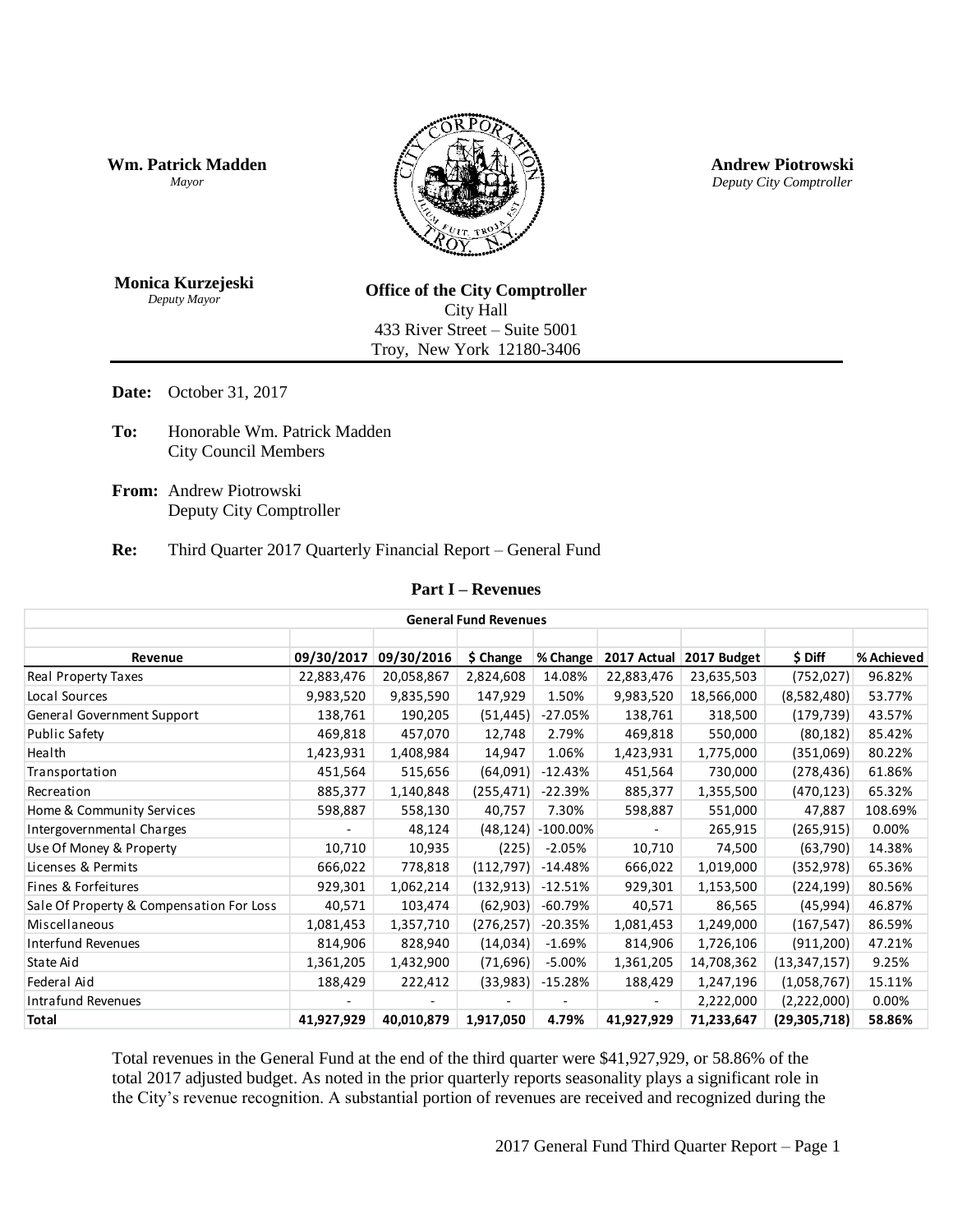**Wm. Patrick Madden**
*Mayor*

**Andrew Piotrowski**
*Deputy City Comptroller*

**Monica Kurzejeski**
*Deputy Mayor*

**Office of the City Comptroller**
City Hall
433 River Street – Suite 5001
Troy, New York 12180-3406

---

**Date:** October 31, 2017

**To:** Honorable Wm. Patrick Madden
City Council Members

**From:** Andrew Piotrowski
Deputy City Comptroller

**Re:** Third Quarter 2017 Quarterly Financial Report – General Fund

## Part I – Revenues

**General Fund Revenues**

| Revenue | 09/30/2017 | 09/30/2016 | $ Change | % Change | 2017 Actual | 2017 Budget | $ Diff | % Achieved |
|---|---|---|---|---|---|---|---|---|
| Real Property Taxes | 22,883,476 | 20,058,867 | 2,824,608 | 14.08% | 22,883,476 | 23,635,503 | (752,027) | 96.82% |
| Local Sources | 9,983,520 | 9,835,590 | 147,929 | 1.50% | 9,983,520 | 18,566,000 | (8,582,480) | 53.77% |
| General Government Support | 138,761 | 190,205 | (51,445) | -27.05% | 138,761 | 318,500 | (179,739) | 43.57% |
| Public Safety | 469,818 | 457,070 | 12,748 | 2.79% | 469,818 | 550,000 | (80,182) | 85.42% |
| Health | 1,423,931 | 1,408,984 | 14,947 | 1.06% | 1,423,931 | 1,775,000 | (351,069) | 80.22% |
| Transportation | 451,564 | 515,656 | (64,091) | -12.43% | 451,564 | 730,000 | (278,436) | 61.86% |
| Recreation | 885,377 | 1,140,848 | (255,471) | -22.39% | 885,377 | 1,355,500 | (470,123) | 65.32% |
| Home & Community Services | 598,887 | 558,130 | 40,757 | 7.30% | 598,887 | 551,000 | 47,887 | 108.69% |
| Intergovernmental Charges | - | 48,124 | (48,124) | -100.00% | - | 265,915 | (265,915) | 0.00% |
| Use Of Money & Property | 10,710 | 10,935 | (225) | -2.05% | 10,710 | 74,500 | (63,790) | 14.38% |
| Licenses & Permits | 666,022 | 778,818 | (112,797) | -14.48% | 666,022 | 1,019,000 | (352,978) | 65.36% |
| Fines & Forfeitures | 929,301 | 1,062,214 | (132,913) | -12.51% | 929,301 | 1,153,500 | (224,199) | 80.56% |
| Sale Of Property & Compensation For Loss | 40,571 | 103,474 | (62,903) | -60.79% | 40,571 | 86,565 | (45,994) | 46.87% |
| Miscellaneous | 1,081,453 | 1,357,710 | (276,257) | -20.35% | 1,081,453 | 1,249,000 | (167,547) | 86.59% |
| Interfund Revenues | 814,906 | 828,940 | (14,034) | -1.69% | 814,906 | 1,726,106 | (911,200) | 47.21% |
| State Aid | 1,361,205 | 1,432,900 | (71,696) | -5.00% | 1,361,205 | 14,708,362 | (13,347,157) | 9.25% |
| Federal Aid | 188,429 | 222,412 | (33,983) | -15.28% | 188,429 | 1,247,196 | (1,058,767) | 15.11% |
| Intrafund Revenues | - | - | - | - | - | 2,222,000 | (2,222,000) | 0.00% |
| **Total** | **41,927,929** | **40,010,879** | **1,917,050** | **4.79%** | **41,927,929** | **71,233,647** | **(29,305,718)** | **58.86%** |

Total revenues in the General Fund at the end of the third quarter were $41,927,929, or 58.86% of the total 2017 adjusted budget. As noted in the prior quarterly reports seasonality plays a significant role in the City's revenue recognition. A substantial portion of revenues are received and recognized during the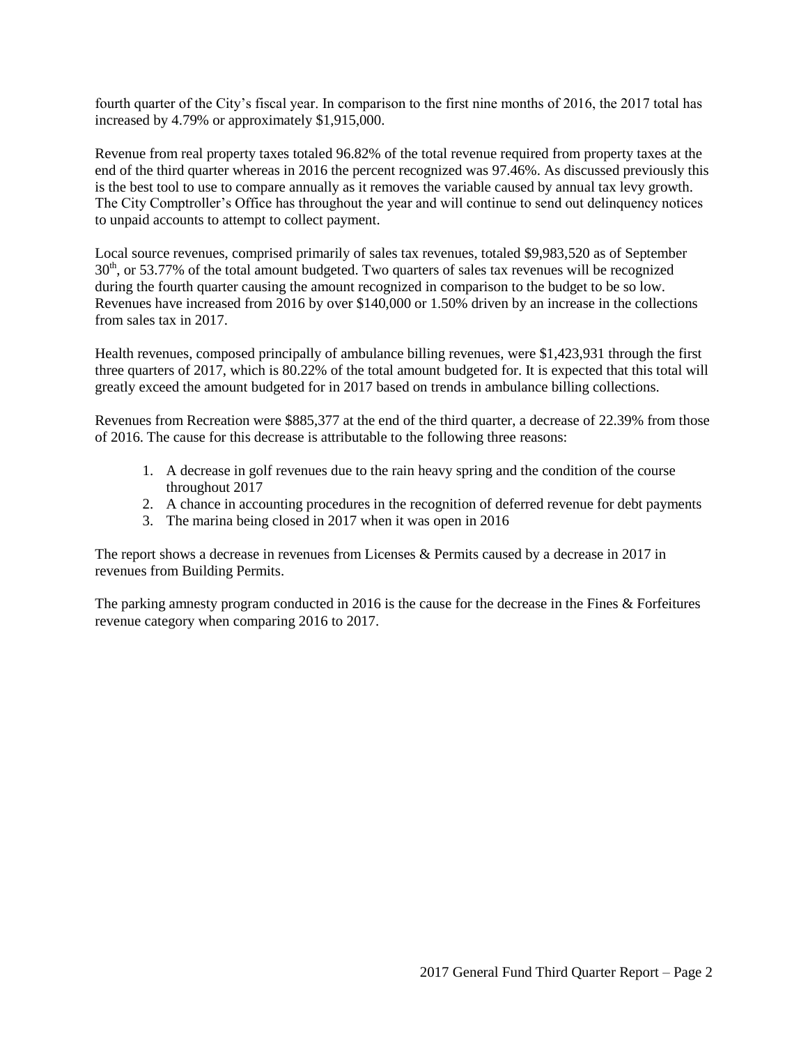fourth quarter of the City's fiscal year. In comparison to the first nine months of 2016, the 2017 total has increased by 4.79% or approximately $1,915,000.

Revenue from real property taxes totaled 96.82% of the total revenue required from property taxes at the end of the third quarter whereas in 2016 the percent recognized was 97.46%. As discussed previously this is the best tool to use to compare annually as it removes the variable caused by annual tax levy growth. The City Comptroller's Office has throughout the year and will continue to send out delinquency notices to unpaid accounts to attempt to collect payment.

Local source revenues, comprised primarily of sales tax revenues, totaled $9,983,520 as of September 30th, or 53.77% of the total amount budgeted. Two quarters of sales tax revenues will be recognized during the fourth quarter causing the amount recognized in comparison to the budget to be so low. Revenues have increased from 2016 by over $140,000 or 1.50% driven by an increase in the collections from sales tax in 2017.

Health revenues, composed principally of ambulance billing revenues, were $1,423,931 through the first three quarters of 2017, which is 80.22% of the total amount budgeted for. It is expected that this total will greatly exceed the amount budgeted for in 2017 based on trends in ambulance billing collections.

Revenues from Recreation were $885,377 at the end of the third quarter, a decrease of 22.39% from those of 2016. The cause for this decrease is attributable to the following three reasons:

1. A decrease in golf revenues due to the rain heavy spring and the condition of the course throughout 2017
2. A chance in accounting procedures in the recognition of deferred revenue for debt payments
3. The marina being closed in 2017 when it was open in 2016

The report shows a decrease in revenues from Licenses & Permits caused by a decrease in 2017 in revenues from Building Permits.

The parking amnesty program conducted in 2016 is the cause for the decrease in the Fines & Forfeitures revenue category when comparing 2016 to 2017.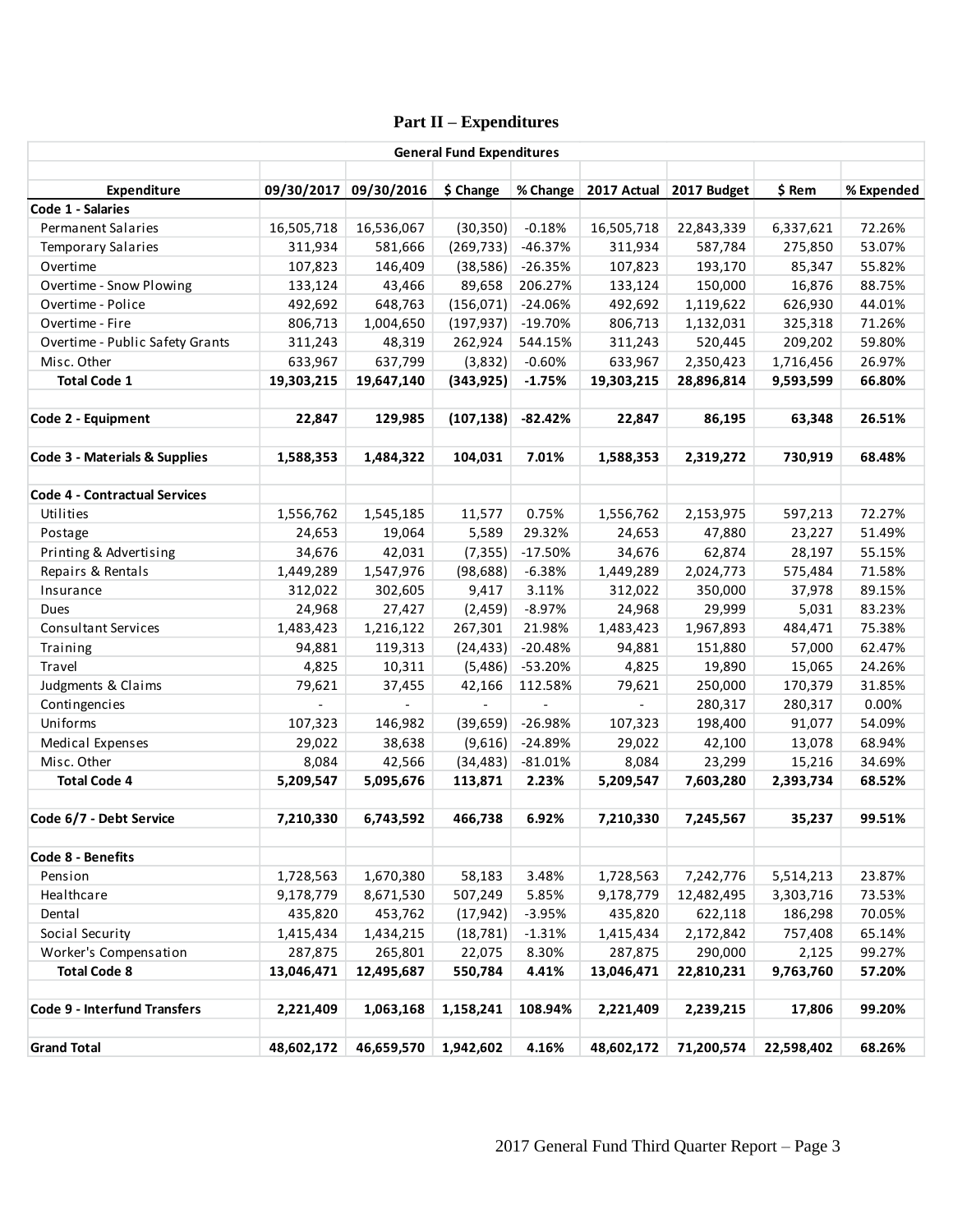## Part II – Expenditures

| General Fund Expenditures | | | | | | | | |
|---|---|---|---|---|---|---|---|---|
| **Expenditure** | **09/30/2017** | **09/30/2016** | **$ Change** | **% Change** | **2017 Actual** | **2017 Budget** | **$ Rem** | **% Expended** |
| **Code 1 - Salaries** | | | | | | | | |
| Permanent Salaries | 16,505,718 | 16,536,067 | (30,350) | -0.18% | 16,505,718 | 22,843,339 | 6,337,621 | 72.26% |
| Temporary Salaries | 311,934 | 581,666 | (269,733) | -46.37% | 311,934 | 587,784 | 275,850 | 53.07% |
| Overtime | 107,823 | 146,409 | (38,586) | -26.35% | 107,823 | 193,170 | 85,347 | 55.82% |
| Overtime - Snow Plowing | 133,124 | 43,466 | 89,658 | 206.27% | 133,124 | 150,000 | 16,876 | 88.75% |
| Overtime - Police | 492,692 | 648,763 | (156,071) | -24.06% | 492,692 | 1,119,622 | 626,930 | 44.01% |
| Overtime - Fire | 806,713 | 1,004,650 | (197,937) | -19.70% | 806,713 | 1,132,031 | 325,318 | 71.26% |
| Overtime - Public Safety Grants | 311,243 | 48,319 | 262,924 | 544.15% | 311,243 | 520,445 | 209,202 | 59.80% |
| Misc. Other | 633,967 | 637,799 | (3,832) | -0.60% | 633,967 | 2,350,423 | 1,716,456 | 26.97% |
| **Total Code 1** | **19,303,215** | **19,647,140** | **(343,925)** | **-1.75%** | **19,303,215** | **28,896,814** | **9,593,599** | **66.80%** |
| | | | | | | | | |
| **Code 2 - Equipment** | **22,847** | **129,985** | **(107,138)** | **-82.42%** | **22,847** | **86,195** | **63,348** | **26.51%** |
| | | | | | | | | |
| **Code 3 - Materials & Supplies** | **1,588,353** | **1,484,322** | **104,031** | **7.01%** | **1,588,353** | **2,319,272** | **730,919** | **68.48%** |
| | | | | | | | | |
| **Code 4 - Contractual Services** | | | | | | | | |
| Utilities | 1,556,762 | 1,545,185 | 11,577 | 0.75% | 1,556,762 | 2,153,975 | 597,213 | 72.27% |
| Postage | 24,653 | 19,064 | 5,589 | 29.32% | 24,653 | 47,880 | 23,227 | 51.49% |
| Printing & Advertising | 34,676 | 42,031 | (7,355) | -17.50% | 34,676 | 62,874 | 28,197 | 55.15% |
| Repairs & Rentals | 1,449,289 | 1,547,976 | (98,688) | -6.38% | 1,449,289 | 2,024,773 | 575,484 | 71.58% |
| Insurance | 312,022 | 302,605 | 9,417 | 3.11% | 312,022 | 350,000 | 37,978 | 89.15% |
| Dues | 24,968 | 27,427 | (2,459) | -8.97% | 24,968 | 29,999 | 5,031 | 83.23% |
| Consultant Services | 1,483,423 | 1,216,122 | 267,301 | 21.98% | 1,483,423 | 1,967,893 | 484,471 | 75.38% |
| Training | 94,881 | 119,313 | (24,433) | -20.48% | 94,881 | 151,880 | 57,000 | 62.47% |
| Travel | 4,825 | 10,311 | (5,486) | -53.20% | 4,825 | 19,890 | 15,065 | 24.26% |
| Judgments & Claims | 79,621 | 37,455 | 42,166 | 112.58% | 79,621 | 250,000 | 170,379 | 31.85% |
| Contingencies | - | - | - | - | - | 280,317 | 280,317 | 0.00% |
| Uniforms | 107,323 | 146,982 | (39,659) | -26.98% | 107,323 | 198,400 | 91,077 | 54.09% |
| Medical Expenses | 29,022 | 38,638 | (9,616) | -24.89% | 29,022 | 42,100 | 13,078 | 68.94% |
| Misc. Other | 8,084 | 42,566 | (34,483) | -81.01% | 8,084 | 23,299 | 15,216 | 34.69% |
| **Total Code 4** | **5,209,547** | **5,095,676** | **113,871** | **2.23%** | **5,209,547** | **7,603,280** | **2,393,734** | **68.52%** |
| | | | | | | | | |
| **Code 6/7 - Debt Service** | **7,210,330** | **6,743,592** | **466,738** | **6.92%** | **7,210,330** | **7,245,567** | **35,237** | **99.51%** |
| | | | | | | | | |
| **Code 8 - Benefits** | | | | | | | | |
| Pension | 1,728,563 | 1,670,380 | 58,183 | 3.48% | 1,728,563 | 7,242,776 | 5,514,213 | 23.87% |
| Healthcare | 9,178,779 | 8,671,530 | 507,249 | 5.85% | 9,178,779 | 12,482,495 | 3,303,716 | 73.53% |
| Dental | 435,820 | 453,762 | (17,942) | -3.95% | 435,820 | 622,118 | 186,298 | 70.05% |
| Social Security | 1,415,434 | 1,434,215 | (18,781) | -1.31% | 1,415,434 | 2,172,842 | 757,408 | 65.14% |
| Worker's Compensation | 287,875 | 265,801 | 22,075 | 8.30% | 287,875 | 290,000 | 2,125 | 99.27% |
| **Total Code 8** | **13,046,471** | **12,495,687** | **550,784** | **4.41%** | **13,046,471** | **22,810,231** | **9,763,760** | **57.20%** |
| | | | | | | | | |
| **Code 9 - Interfund Transfers** | **2,221,409** | **1,063,168** | **1,158,241** | **108.94%** | **2,221,409** | **2,239,215** | **17,806** | **99.20%** |
| | | | | | | | | |
| **Grand Total** | **48,602,172** | **46,659,570** | **1,942,602** | **4.16%** | **48,602,172** | **71,200,574** | **22,598,402** | **68.26%** |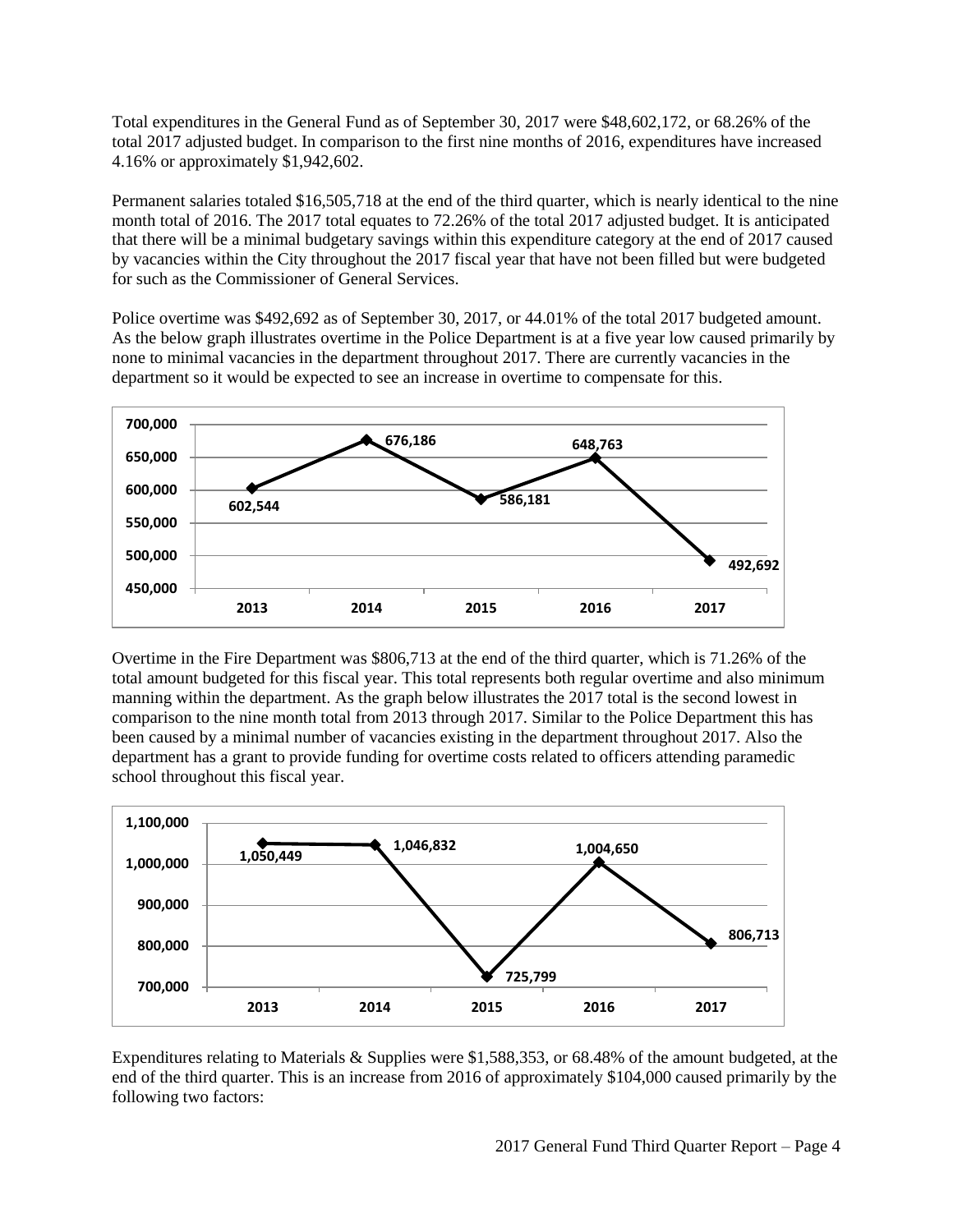Total expenditures in the General Fund as of September 30, 2017 were $48,602,172, or 68.26% of the total 2017 adjusted budget. In comparison to the first nine months of 2016, expenditures have increased 4.16% or approximately $1,942,602.

Permanent salaries totaled $16,505,718 at the end of the third quarter, which is nearly identical to the nine month total of 2016. The 2017 total equates to 72.26% of the total 2017 adjusted budget. It is anticipated that there will be a minimal budgetary savings within this expenditure category at the end of 2017 caused by vacancies within the City throughout the 2017 fiscal year that have not been filled but were budgeted for such as the Commissioner of General Services.

Police overtime was $492,692 as of September 30, 2017, or 44.01% of the total 2017 budgeted amount. As the below graph illustrates overtime in the Police Department is at a five year low caused primarily by none to minimal vacancies in the department throughout 2017. There are currently vacancies in the department so it would be expected to see an increase in overtime to compensate for this.

| 2013 | 2014 | 2015 | 2016 | 2017 |
|---|---|---|---|---|
| 602,544 | 676,186 | 586,181 | 648,763 | 492,692 |

Overtime in the Fire Department was $806,713 at the end of the third quarter, which is 71.26% of the total amount budgeted for this fiscal year. This total represents both regular overtime and also minimum manning within the department. As the graph below illustrates the 2017 total is the second lowest in comparison to the nine month total from 2013 through 2017. Similar to the Police Department this has been caused by a minimal number of vacancies existing in the department throughout 2017. Also the department has a grant to provide funding for overtime costs related to officers attending paramedic school throughout this fiscal year.

| 2013 | 2014 | 2015 | 2016 | 2017 |
|---|---|---|---|---|
| 1,050,449 | 1,046,832 | 725,799 | 1,004,650 | 806,713 |

Expenditures relating to Materials & Supplies were $1,588,353, or 68.48% of the amount budgeted, at the end of the third quarter. This is an increase from 2016 of approximately $104,000 caused primarily by the following two factors: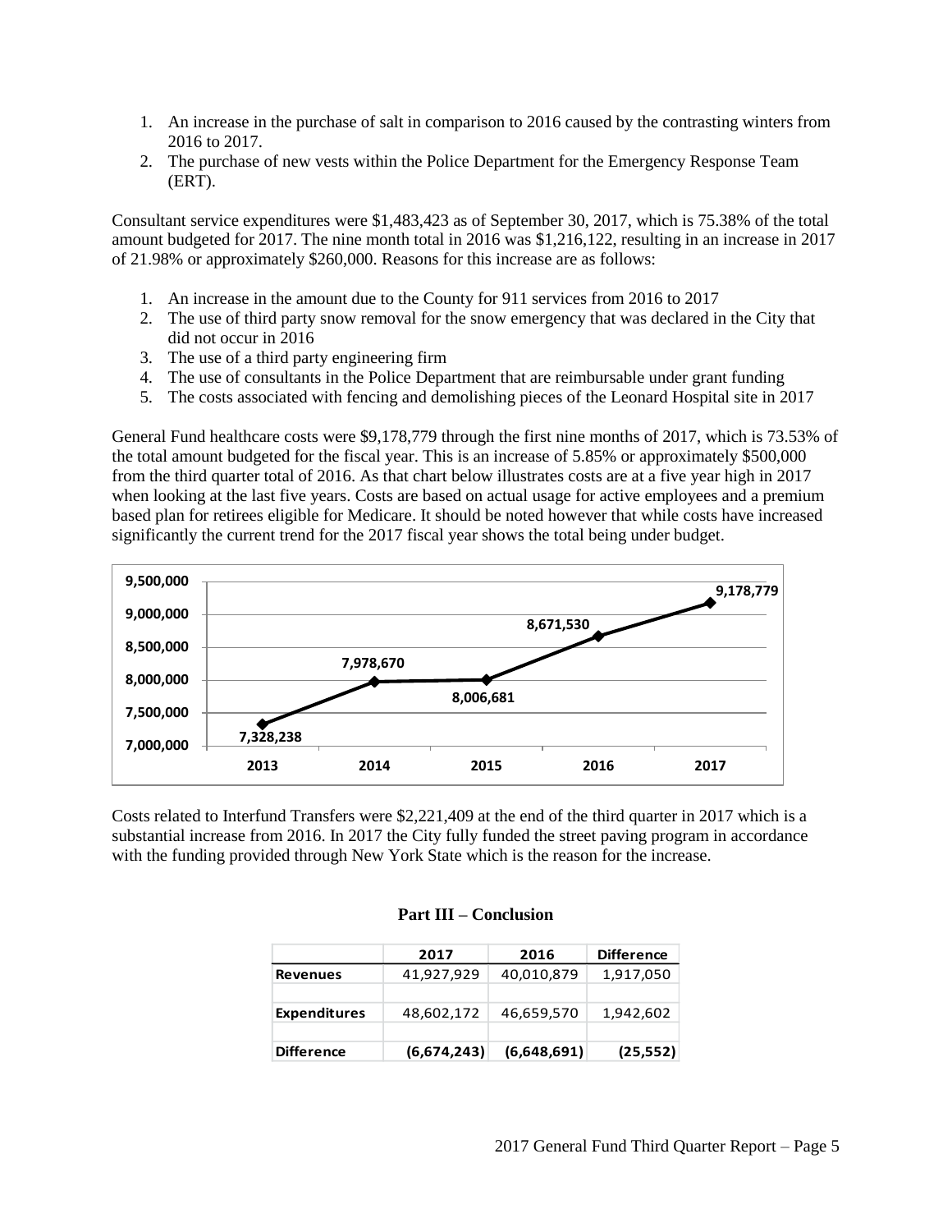1. An increase in the purchase of salt in comparison to 2016 caused by the contrasting winters from 2016 to 2017.
2. The purchase of new vests within the Police Department for the Emergency Response Team (ERT).

Consultant service expenditures were $1,483,423 as of September 30, 2017, which is 75.38% of the total amount budgeted for 2017. The nine month total in 2016 was $1,216,122, resulting in an increase in 2017 of 21.98% or approximately $260,000. Reasons for this increase are as follows:

1. An increase in the amount due to the County for 911 services from 2016 to 2017
2. The use of third party snow removal for the snow emergency that was declared in the City that did not occur in 2016
3. The use of a third party engineering firm
4. The use of consultants in the Police Department that are reimbursable under grant funding
5. The costs associated with fencing and demolishing pieces of the Leonard Hospital site in 2017

General Fund healthcare costs were $9,178,779 through the first nine months of 2017, which is 73.53% of the total amount budgeted for the fiscal year. This is an increase of 5.85% or approximately $500,000 from the third quarter total of 2016. As that chart below illustrates costs are at a five year high in 2017 when looking at the last five years. Costs are based on actual usage for active employees and a premium based plan for retirees eligible for Medicare. It should be noted however that while costs have increased significantly the current trend for the 2017 fiscal year shows the total being under budget.

| 2013 | 2014 | 2015 | 2016 | 2017 |
|---|---|---|---|---|
| 7,328,238 | 7,978,670 | 8,006,681 | 8,671,530 | 9,178,779 |

Costs related to Interfund Transfers were $2,221,409 at the end of the third quarter in 2017 which is a substantial increase from 2016. In 2017 the City fully funded the street paving program in accordance with the funding provided through New York State which is the reason for the increase.

## Part III – Conclusion

| | 2017 | 2016 | Difference |
|---|---|---|---|
| **Revenues** | 41,927,929 | 40,010,879 | 1,917,050 |
| **Expenditures** | 48,602,172 | 46,659,570 | 1,942,602 |
| **Difference** | **(6,674,243)** | **(6,648,691)** | **(25,552)** |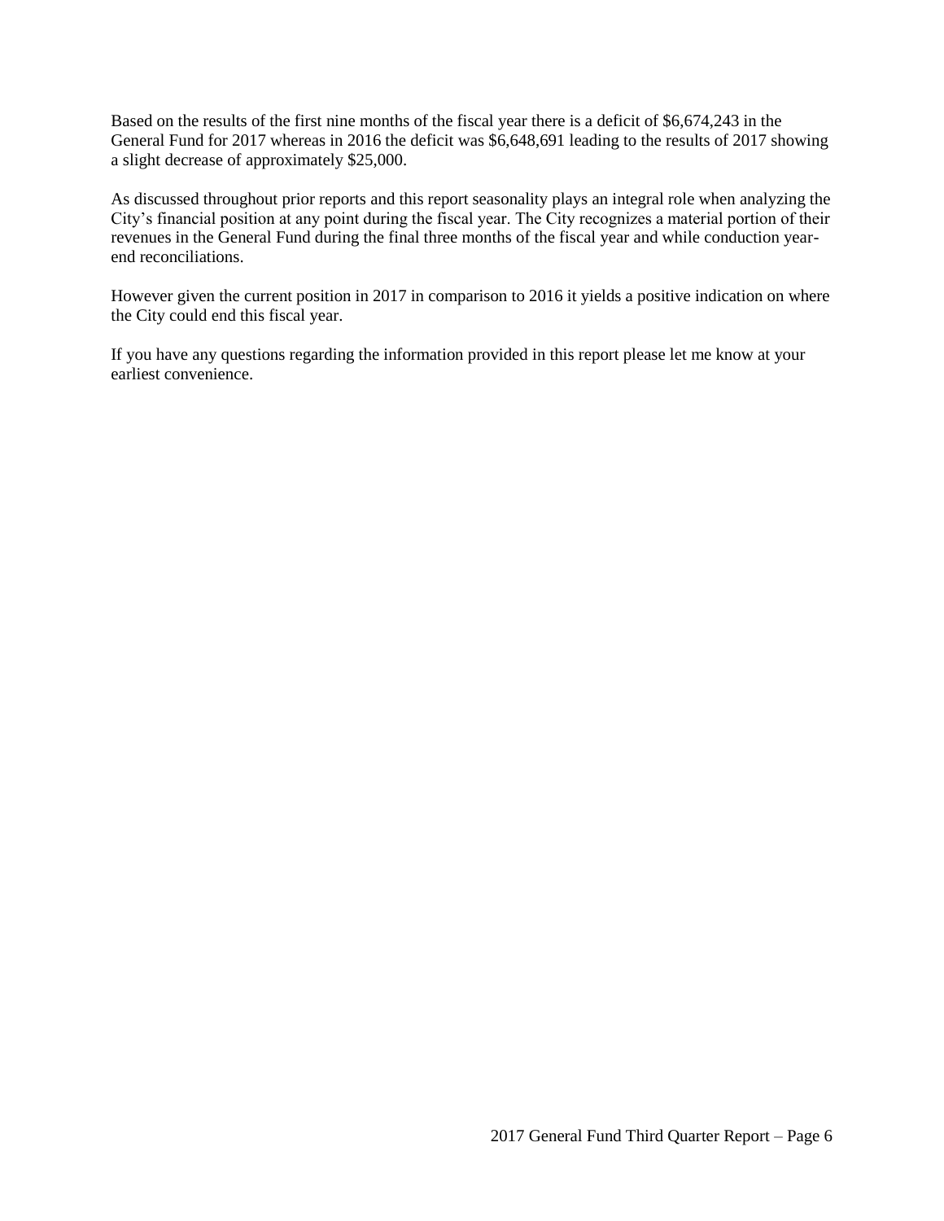Based on the results of the first nine months of the fiscal year there is a deficit of $6,674,243 in the General Fund for 2017 whereas in 2016 the deficit was $6,648,691 leading to the results of 2017 showing a slight decrease of approximately $25,000.

As discussed throughout prior reports and this report seasonality plays an integral role when analyzing the City's financial position at any point during the fiscal year. The City recognizes a material portion of their revenues in the General Fund during the final three months of the fiscal year and while conduction year-end reconciliations.

However given the current position in 2017 in comparison to 2016 it yields a positive indication on where the City could end this fiscal year.

If you have any questions regarding the information provided in this report please let me know at your earliest convenience.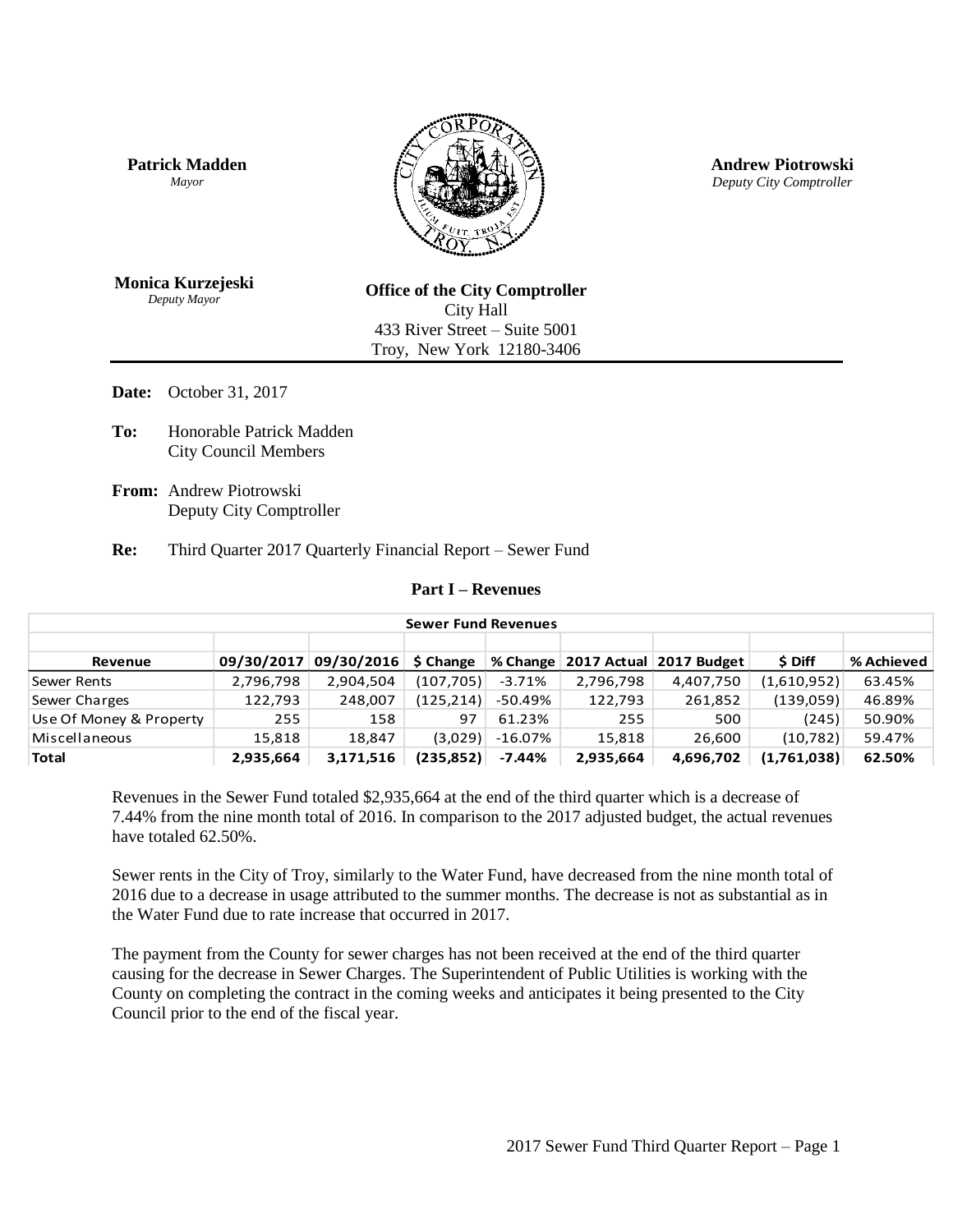**Patrick Madden**
*Mayor*

**Andrew Piotrowski**
*Deputy City Comptroller*

**Monica Kurzejeski**
*Deputy Mayor*

**Office of the City Comptroller**
City Hall
433 River Street – Suite 5001
Troy, New York 12180-3406

---

**Date:** October 31, 2017

**To:** Honorable Patrick Madden
City Council Members

**From:** Andrew Piotrowski
Deputy City Comptroller

**Re:** Third Quarter 2017 Quarterly Financial Report – Sewer Fund

## Part I – Revenues

| Sewer Fund Revenues | | | | | | | | |
|---|---|---|---|---|---|---|---|---|
| **Revenue** | **09/30/2017** | **09/30/2016** | **$ Change** | **% Change** | **2017 Actual** | **2017 Budget** | **$ Diff** | **% Achieved** |
| Sewer Rents | 2,796,798 | 2,904,504 | (107,705) | -3.71% | 2,796,798 | 4,407,750 | (1,610,952) | 63.45% |
| Sewer Charges | 122,793 | 248,007 | (125,214) | -50.49% | 122,793 | 261,852 | (139,059) | 46.89% |
| Use Of Money & Property | 255 | 158 | 97 | 61.23% | 255 | 500 | (245) | 50.90% |
| Miscellaneous | 15,818 | 18,847 | (3,029) | -16.07% | 15,818 | 26,600 | (10,782) | 59.47% |
| **Total** | **2,935,664** | **3,171,516** | **(235,852)** | **-7.44%** | **2,935,664** | **4,696,702** | **(1,761,038)** | **62.50%** |

Revenues in the Sewer Fund totaled $2,935,664 at the end of the third quarter which is a decrease of 7.44% from the nine month total of 2016. In comparison to the 2017 adjusted budget, the actual revenues have totaled 62.50%.

Sewer rents in the City of Troy, similarly to the Water Fund, have decreased from the nine month total of 2016 due to a decrease in usage attributed to the summer months. The decrease is not as substantial as in the Water Fund due to rate increase that occurred in 2017.

The payment from the County for sewer charges has not been received at the end of the third quarter causing for the decrease in Sewer Charges. The Superintendent of Public Utilities is working with the County on completing the contract in the coming weeks and anticipates it being presented to the City Council prior to the end of the fiscal year.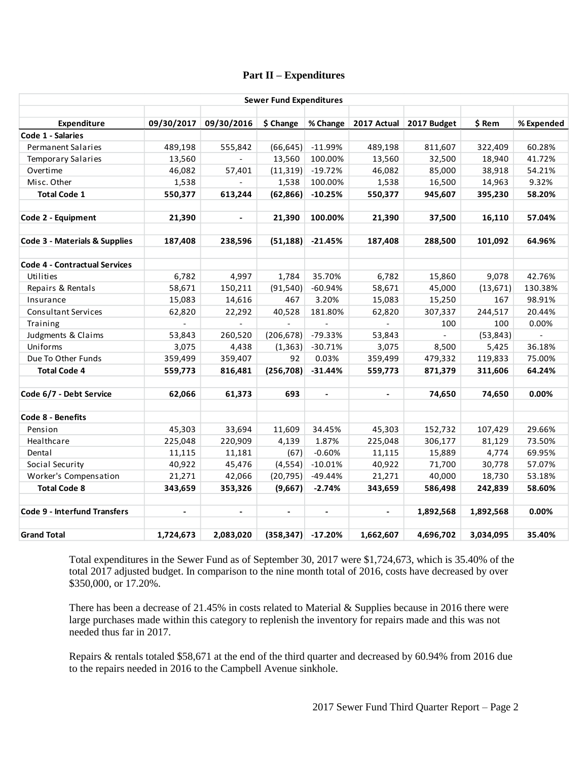## Part II – Expenditures

| Sewer Fund Expenditures | | | | | | | | |
|---|---|---|---|---|---|---|---|---|
| **Expenditure** | **09/30/2017** | **09/30/2016** | **$ Change** | **% Change** | **2017 Actual** | **2017 Budget** | **$ Rem** | **% Expended** |
| **Code 1 - Salaries** | | | | | | | | |
| Permanent Salaries | 489,198 | 555,842 | (66,645) | -11.99% | 489,198 | 811,607 | 322,409 | 60.28% |
| Temporary Salaries | 13,560 | - | 13,560 | 100.00% | 13,560 | 32,500 | 18,940 | 41.72% |
| Overtime | 46,082 | 57,401 | (11,319) | -19.72% | 46,082 | 85,000 | 38,918 | 54.21% |
| Misc. Other | 1,538 | - | 1,538 | 100.00% | 1,538 | 16,500 | 14,963 | 9.32% |
| **Total Code 1** | **550,377** | **613,244** | **(62,866)** | **-10.25%** | **550,377** | **945,607** | **395,230** | **58.20%** |
| | | | | | | | | |
| **Code 2 - Equipment** | **21,390** | **-** | **21,390** | **100.00%** | **21,390** | **37,500** | **16,110** | **57.04%** |
| | | | | | | | | |
| **Code 3 - Materials & Supplies** | **187,408** | **238,596** | **(51,188)** | **-21.45%** | **187,408** | **288,500** | **101,092** | **64.96%** |
| | | | | | | | | |
| **Code 4 - Contractual Services** | | | | | | | | |
| Utilities | 6,782 | 4,997 | 1,784 | 35.70% | 6,782 | 15,860 | 9,078 | 42.76% |
| Repairs & Rentals | 58,671 | 150,211 | (91,540) | -60.94% | 58,671 | 45,000 | (13,671) | 130.38% |
| Insurance | 15,083 | 14,616 | 467 | 3.20% | 15,083 | 15,250 | 167 | 98.91% |
| Consultant Services | 62,820 | 22,292 | 40,528 | 181.80% | 62,820 | 307,337 | 244,517 | 20.44% |
| Training | - | - | - | - | - | 100 | 100 | 0.00% |
| Judgments & Claims | 53,843 | 260,520 | (206,678) | -79.33% | 53,843 | - | (53,843) | - |
| Uniforms | 3,075 | 4,438 | (1,363) | -30.71% | 3,075 | 8,500 | 5,425 | 36.18% |
| Due To Other Funds | 359,499 | 359,407 | 92 | 0.03% | 359,499 | 479,332 | 119,833 | 75.00% |
| **Total Code 4** | **559,773** | **816,481** | **(256,708)** | **-31.44%** | **559,773** | **871,379** | **311,606** | **64.24%** |
| | | | | | | | | |
| **Code 6/7 - Debt Service** | **62,066** | **61,373** | **693** | **-** | **-** | **74,650** | **74,650** | **0.00%** |
| | | | | | | | | |
| **Code 8 - Benefits** | | | | | | | | |
| Pension | 45,303 | 33,694 | 11,609 | 34.45% | 45,303 | 152,732 | 107,429 | 29.66% |
| Healthcare | 225,048 | 220,909 | 4,139 | 1.87% | 225,048 | 306,177 | 81,129 | 73.50% |
| Dental | 11,115 | 11,181 | (67) | -0.60% | 11,115 | 15,889 | 4,774 | 69.95% |
| Social Security | 40,922 | 45,476 | (4,554) | -10.01% | 40,922 | 71,700 | 30,778 | 57.07% |
| Worker's Compensation | 21,271 | 42,066 | (20,795) | -49.44% | 21,271 | 40,000 | 18,730 | 53.18% |
| **Total Code 8** | **343,659** | **353,326** | **(9,667)** | **-2.74%** | **343,659** | **586,498** | **242,839** | **58.60%** |
| | | | | | | | | |
| **Code 9 - Interfund Transfers** | **-** | **-** | **-** | **-** | **-** | **1,892,568** | **1,892,568** | **0.00%** |
| | | | | | | | | |
| **Grand Total** | **1,724,673** | **2,083,020** | **(358,347)** | **-17.20%** | **1,662,607** | **4,696,702** | **3,034,095** | **35.40%** |

Total expenditures in the Sewer Fund as of September 30, 2017 were $1,724,673, which is 35.40% of the total 2017 adjusted budget. In comparison to the nine month total of 2016, costs have decreased by over $350,000, or 17.20%.

There has been a decrease of 21.45% in costs related to Material & Supplies because in 2016 there were large purchases made within this category to replenish the inventory for repairs made and this was not needed thus far in 2017.

Repairs & rentals totaled $58,671 at the end of the third quarter and decreased by 60.94% from 2016 due to the repairs needed in 2016 to the Campbell Avenue sinkhole.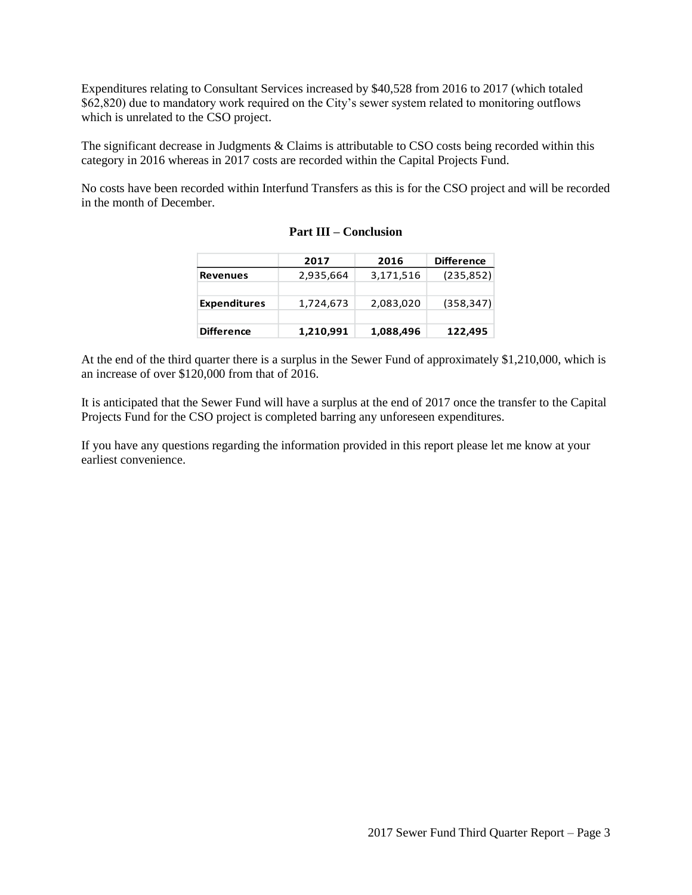Expenditures relating to Consultant Services increased by $40,528 from 2016 to 2017 (which totaled $62,820) due to mandatory work required on the City's sewer system related to monitoring outflows which is unrelated to the CSO project.

The significant decrease in Judgments & Claims is attributable to CSO costs being recorded within this category in 2016 whereas in 2017 costs are recorded within the Capital Projects Fund.

No costs have been recorded within Interfund Transfers as this is for the CSO project and will be recorded in the month of December.

## Part III – Conclusion

| | 2017 | 2016 | Difference |
|---|---|---|---|
| **Revenues** | 2,935,664 | 3,171,516 | (235,852) |
| | | | |
| **Expenditures** | 1,724,673 | 2,083,020 | (358,347) |
| | | | |
| **Difference** | **1,210,991** | **1,088,496** | **122,495** |

At the end of the third quarter there is a surplus in the Sewer Fund of approximately $1,210,000, which is an increase of over $120,000 from that of 2016.

It is anticipated that the Sewer Fund will have a surplus at the end of 2017 once the transfer to the Capital Projects Fund for the CSO project is completed barring any unforeseen expenditures.

If you have any questions regarding the information provided in this report please let me know at your earliest convenience.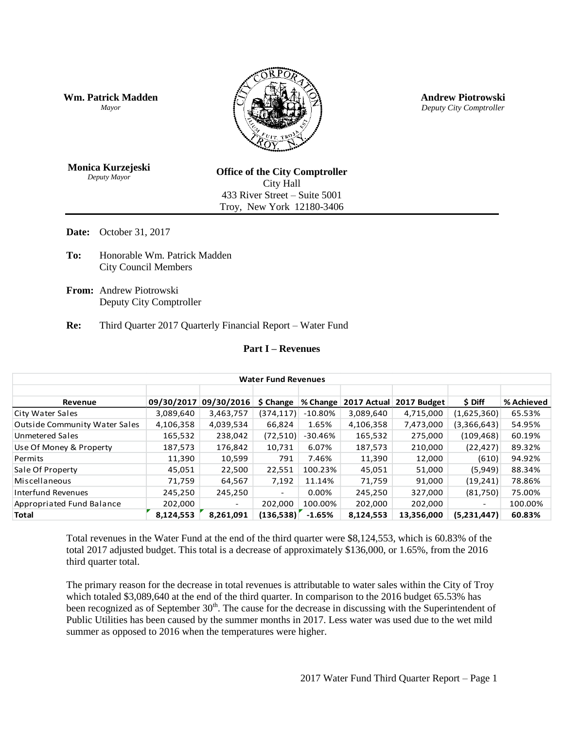**Wm. Patrick Madden**
*Mayor*

**Andrew Piotrowski**
*Deputy City Comptroller*

**Monica Kurzejeski**
*Deputy Mayor*

**Office of the City Comptroller**
City Hall
433 River Street – Suite 5001
Troy, New York 12180-3406

---

**Date:** October 31, 2017

**To:** Honorable Wm. Patrick Madden
City Council Members

**From:** Andrew Piotrowski
Deputy City Comptroller

**Re:** Third Quarter 2017 Quarterly Financial Report – Water Fund

## Part I – Revenues

| Water Fund Revenues | | | | | | | | |
|---|---|---|---|---|---|---|---|---|
| **Revenue** | **09/30/2017** | **09/30/2016** | **$ Change** | **% Change** | **2017 Actual** | **2017 Budget** | **$ Diff** | **% Achieved** |
| City Water Sales | 3,089,640 | 3,463,757 | (374,117) | -10.80% | 3,089,640 | 4,715,000 | (1,625,360) | 65.53% |
| Outside Community Water Sales | 4,106,358 | 4,039,534 | 66,824 | 1.65% | 4,106,358 | 7,473,000 | (3,366,643) | 54.95% |
| Unmetered Sales | 165,532 | 238,042 | (72,510) | -30.46% | 165,532 | 275,000 | (109,468) | 60.19% |
| Use Of Money & Property | 187,573 | 176,842 | 10,731 | 6.07% | 187,573 | 210,000 | (22,427) | 89.32% |
| Permits | 11,390 | 10,599 | 791 | 7.46% | 11,390 | 12,000 | (610) | 94.92% |
| Sale Of Property | 45,051 | 22,500 | 22,551 | 100.23% | 45,051 | 51,000 | (5,949) | 88.34% |
| Miscellaneous | 71,759 | 64,567 | 7,192 | 11.14% | 71,759 | 91,000 | (19,241) | 78.86% |
| Interfund Revenues | 245,250 | 245,250 | - | 0.00% | 245,250 | 327,000 | (81,750) | 75.00% |
| Appropriated Fund Balance | 202,000 | - | 202,000 | 100.00% | 202,000 | 202,000 | - | 100.00% |
| **Total** | **8,124,553** | **8,261,091** | **(136,538)** | **-1.65%** | **8,124,553** | **13,356,000** | **(5,231,447)** | **60.83%** |

Total revenues in the Water Fund at the end of the third quarter were $8,124,553, which is 60.83% of the total 2017 adjusted budget. This total is a decrease of approximately $136,000, or 1.65%, from the 2016 third quarter total.

The primary reason for the decrease in total revenues is attributable to water sales within the City of Troy which totaled $3,089,640 at the end of the third quarter. In comparison to the 2016 budget 65.53% has been recognized as of September 30th. The cause for the decrease in discussing with the Superintendent of Public Utilities has been caused by the summer months in 2017. Less water was used due to the wet mild summer as opposed to 2016 when the temperatures were higher.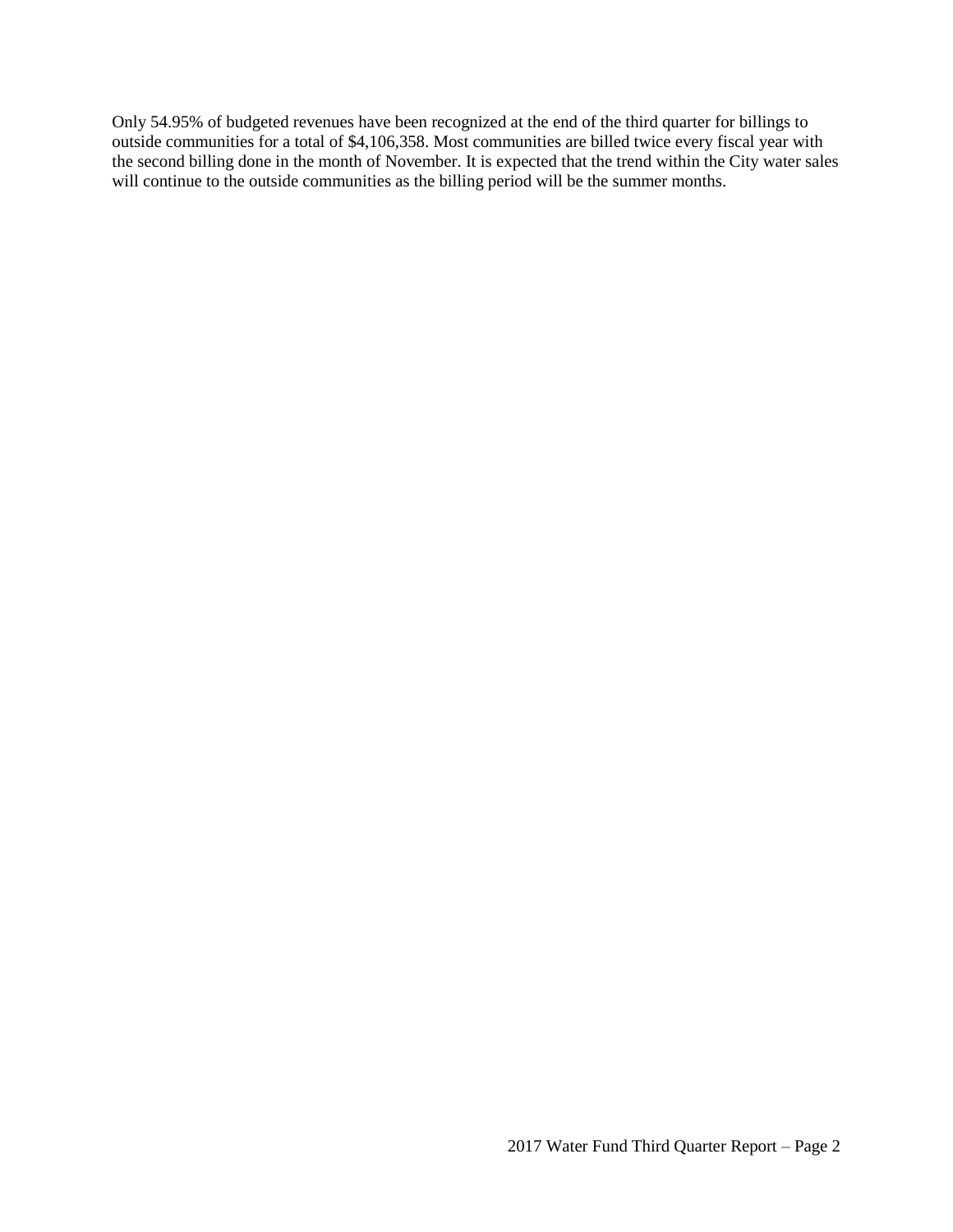Only 54.95% of budgeted revenues have been recognized at the end of the third quarter for billings to outside communities for a total of $4,106,358. Most communities are billed twice every fiscal year with the second billing done in the month of November. It is expected that the trend within the City water sales will continue to the outside communities as the billing period will be the summer months.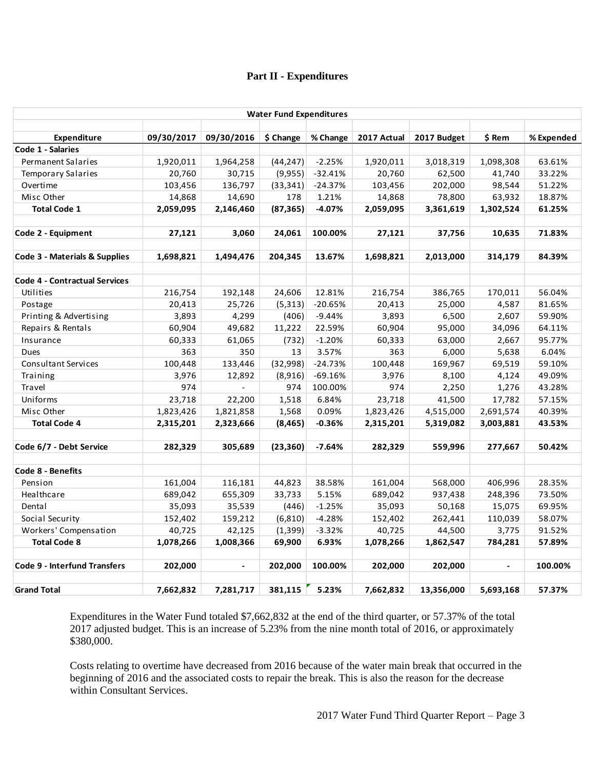# Part II - Expenditures

| Water Fund Expenditures | | | | | | | | |
|---|---|---|---|---|---|---|---|---|
| **Expenditure** | **09/30/2017** | **09/30/2016** | **$ Change** | **% Change** | **2017 Actual** | **2017 Budget** | **$ Rem** | **% Expended** |
| **Code 1 - Salaries** | | | | | | | | |
| Permanent Salaries | 1,920,011 | 1,964,258 | (44,247) | -2.25% | 1,920,011 | 3,018,319 | 1,098,308 | 63.61% |
| Temporary Salaries | 20,760 | 30,715 | (9,955) | -32.41% | 20,760 | 62,500 | 41,740 | 33.22% |
| Overtime | 103,456 | 136,797 | (33,341) | -24.37% | 103,456 | 202,000 | 98,544 | 51.22% |
| Misc Other | 14,868 | 14,690 | 178 | 1.21% | 14,868 | 78,800 | 63,932 | 18.87% |
| **Total Code 1** | **2,059,095** | **2,146,460** | **(87,365)** | **-4.07%** | **2,059,095** | **3,361,619** | **1,302,524** | **61.25%** |
| | | | | | | | | |
| **Code 2 - Equipment** | **27,121** | **3,060** | **24,061** | **100.00%** | **27,121** | **37,756** | **10,635** | **71.83%** |
| | | | | | | | | |
| **Code 3 - Materials & Supplies** | **1,698,821** | **1,494,476** | **204,345** | **13.67%** | **1,698,821** | **2,013,000** | **314,179** | **84.39%** |
| | | | | | | | | |
| **Code 4 - Contractual Services** | | | | | | | | |
| Utilities | 216,754 | 192,148 | 24,606 | 12.81% | 216,754 | 386,765 | 170,011 | 56.04% |
| Postage | 20,413 | 25,726 | (5,313) | -20.65% | 20,413 | 25,000 | 4,587 | 81.65% |
| Printing & Advertising | 3,893 | 4,299 | (406) | -9.44% | 3,893 | 6,500 | 2,607 | 59.90% |
| Repairs & Rentals | 60,904 | 49,682 | 11,222 | 22.59% | 60,904 | 95,000 | 34,096 | 64.11% |
| Insurance | 60,333 | 61,065 | (732) | -1.20% | 60,333 | 63,000 | 2,667 | 95.77% |
| Dues | 363 | 350 | 13 | 3.57% | 363 | 6,000 | 5,638 | 6.04% |
| Consultant Services | 100,448 | 133,446 | (32,998) | -24.73% | 100,448 | 169,967 | 69,519 | 59.10% |
| Training | 3,976 | 12,892 | (8,916) | -69.16% | 3,976 | 8,100 | 4,124 | 49.09% |
| Travel | 974 | - | 974 | 100.00% | 974 | 2,250 | 1,276 | 43.28% |
| Uniforms | 23,718 | 22,200 | 1,518 | 6.84% | 23,718 | 41,500 | 17,782 | 57.15% |
| Misc Other | 1,823,426 | 1,821,858 | 1,568 | 0.09% | 1,823,426 | 4,515,000 | 2,691,574 | 40.39% |
| **Total Code 4** | **2,315,201** | **2,323,666** | **(8,465)** | **-0.36%** | **2,315,201** | **5,319,082** | **3,003,881** | **43.53%** |
| | | | | | | | | |
| **Code 6/7 - Debt Service** | **282,329** | **305,689** | **(23,360)** | **-7.64%** | **282,329** | **559,996** | **277,667** | **50.42%** |
| | | | | | | | | |
| **Code 8 - Benefits** | | | | | | | | |
| Pension | 161,004 | 116,181 | 44,823 | 38.58% | 161,004 | 568,000 | 406,996 | 28.35% |
| Healthcare | 689,042 | 655,309 | 33,733 | 5.15% | 689,042 | 937,438 | 248,396 | 73.50% |
| Dental | 35,093 | 35,539 | (446) | -1.25% | 35,093 | 50,168 | 15,075 | 69.95% |
| Social Security | 152,402 | 159,212 | (6,810) | -4.28% | 152,402 | 262,441 | 110,039 | 58.07% |
| Workers' Compensation | 40,725 | 42,125 | (1,399) | -3.32% | 40,725 | 44,500 | 3,775 | 91.52% |
| **Total Code 8** | **1,078,266** | **1,008,366** | **69,900** | **6.93%** | **1,078,266** | **1,862,547** | **784,281** | **57.89%** |
| | | | | | | | | |
| **Code 9 - Interfund Transfers** | **202,000** | **-** | **202,000** | **100.00%** | **202,000** | **202,000** | **-** | **100.00%** |
| | | | | | | | | |
| **Grand Total** | **7,662,832** | **7,281,717** | **381,115** | **5.23%** | **7,662,832** | **13,356,000** | **5,693,168** | **57.37%** |

Expenditures in the Water Fund totaled $7,662,832 at the end of the third quarter, or 57.37% of the total 2017 adjusted budget. This is an increase of 5.23% from the nine month total of 2016, or approximately $380,000.

Costs relating to overtime have decreased from 2016 because of the water main break that occurred in the beginning of 2016 and the associated costs to repair the break. This is also the reason for the decrease within Consultant Services.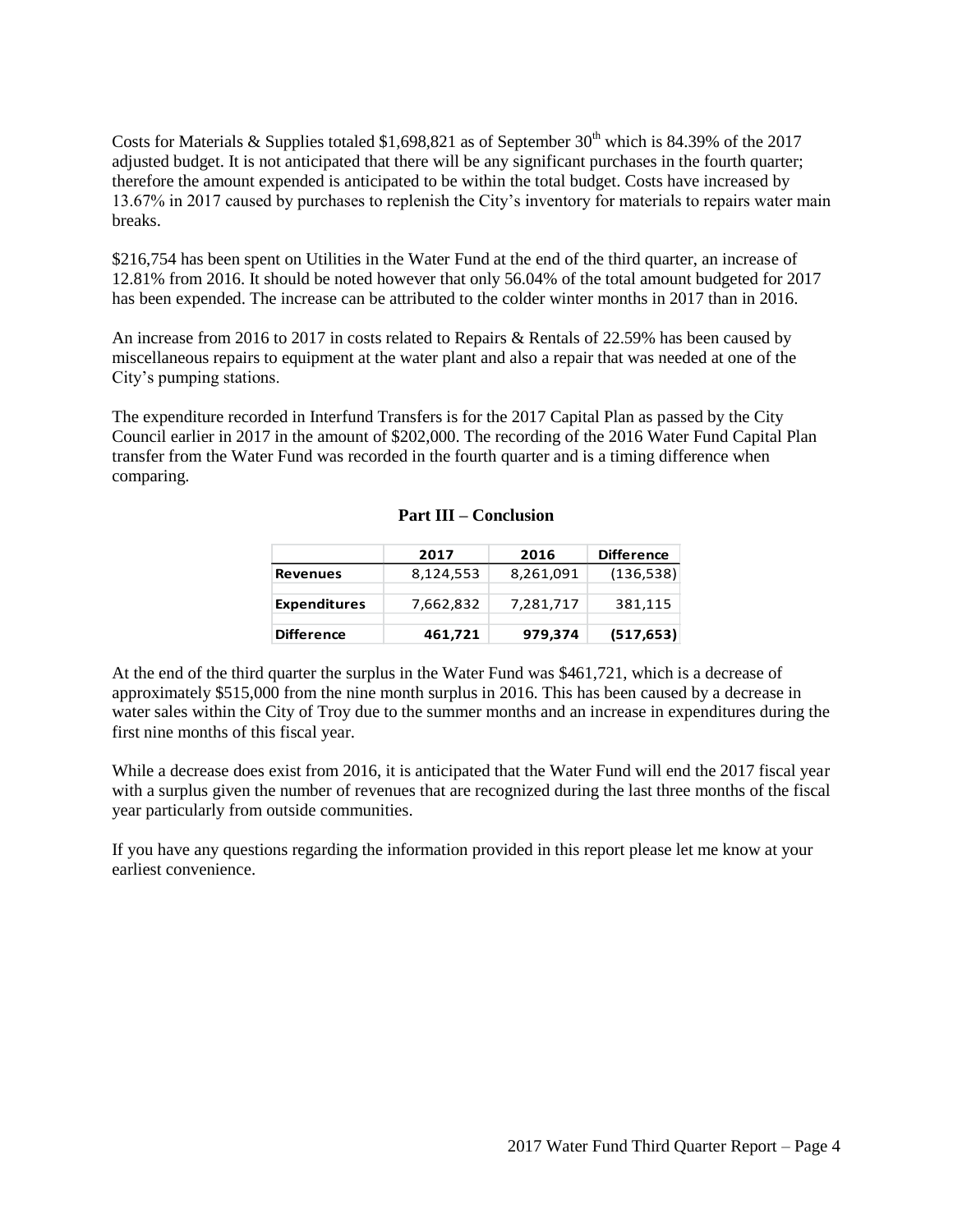Costs for Materials & Supplies totaled $1,698,821 as of September 30th which is 84.39% of the 2017 adjusted budget. It is not anticipated that there will be any significant purchases in the fourth quarter; therefore the amount expended is anticipated to be within the total budget. Costs have increased by 13.67% in 2017 caused by purchases to replenish the City's inventory for materials to repairs water main breaks.

$216,754 has been spent on Utilities in the Water Fund at the end of the third quarter, an increase of 12.81% from 2016. It should be noted however that only 56.04% of the total amount budgeted for 2017 has been expended. The increase can be attributed to the colder winter months in 2017 than in 2016.

An increase from 2016 to 2017 in costs related to Repairs & Rentals of 22.59% has been caused by miscellaneous repairs to equipment at the water plant and also a repair that was needed at one of the City's pumping stations.

The expenditure recorded in Interfund Transfers is for the 2017 Capital Plan as passed by the City Council earlier in 2017 in the amount of $202,000. The recording of the 2016 Water Fund Capital Plan transfer from the Water Fund was recorded in the fourth quarter and is a timing difference when comparing.

## Part III – Conclusion

| | 2017 | 2016 | Difference |
|---|---|---|---|
| **Revenues** | 8,124,553 | 8,261,091 | (136,538) |
| **Expenditures** | 7,662,832 | 7,281,717 | 381,115 |
| **Difference** | **461,721** | **979,374** | **(517,653)** |

At the end of the third quarter the surplus in the Water Fund was $461,721, which is a decrease of approximately $515,000 from the nine month surplus in 2016. This has been caused by a decrease in water sales within the City of Troy due to the summer months and an increase in expenditures during the first nine months of this fiscal year.

While a decrease does exist from 2016, it is anticipated that the Water Fund will end the 2017 fiscal year with a surplus given the number of revenues that are recognized during the last three months of the fiscal year particularly from outside communities.

If you have any questions regarding the information provided in this report please let me know at your earliest convenience.